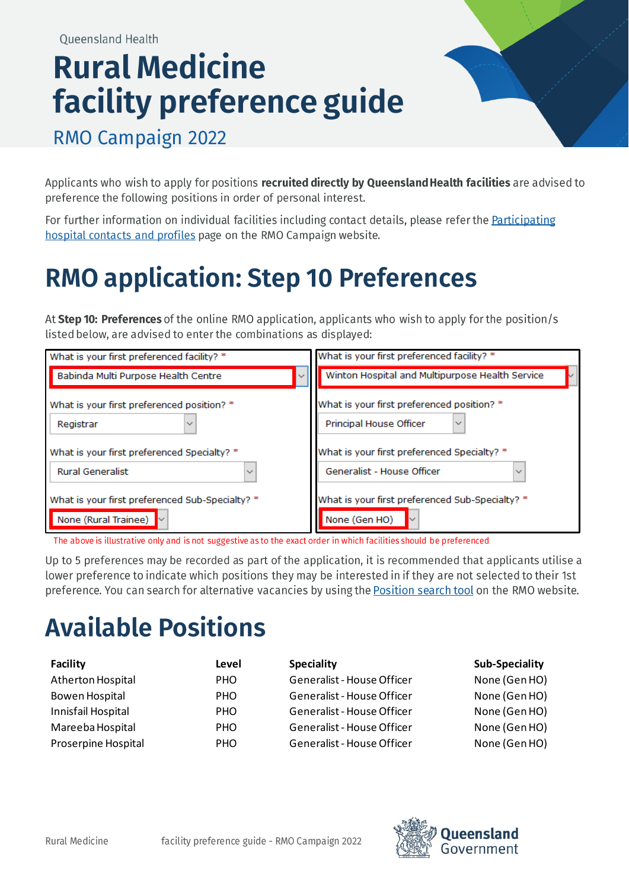Queensland Health

# Rural Medicine facility preference guide

## RMO Campaign 2022

Applicants who wish to apply for positions **recruited directly by Queensland Health facilities** are advised to preference the following positions in order of personal interest.

For further information on individual facilities including contact details, please refer the Participating hospital contacts and profiles page on the RMO Campaign website.

# RMO application: Step 10 Preferences

At **Step 10: Preferences** of the online RMO application, applicants who wish to apply for the position/s listed below, are advised to enter the combinations as displayed:

| | |
|---|---|
| What is your first preferenced facility? * | What is your first preferenced facility? * |
| Babinda Multi Purpose Health Centre | Winton Hospital and Multipurpose Health Service |
| What is your first preferenced position? * | What is your first preferenced position? * |
| Registrar | Principal House Officer |
| What is your first preferenced Specialty? * | What is your first preferenced Specialty? * |
| Rural Generalist | Generalist - House Officer |
| What is your first preferenced Sub-Specialty? * | What is your first preferenced Sub-Specialty? * |
| None (Rural Trainee) | None (Gen HO) |

The above is illustrative only and is not suggestive as to the exact order in which facilities should be preferenced

Up to 5 preferences may be recorded as part of the application, it is recommended that applicants utilise a lower preference to indicate which positions they may be interested in if they are not selected to their 1st preference. You can search for alternative vacancies by using the Position search tool on the RMO website.

# Available Positions

| Facility | Level | Speciality | Sub-Speciality |
|---|---|---|---|
| Atherton Hospital | PHO | Generalist - House Officer | None (Gen HO) |
| Bowen Hospital | PHO | Generalist - House Officer | None (Gen HO) |
| Innisfail Hospital | PHO | Generalist - House Officer | None (Gen HO) |
| Mareeba Hospital | PHO | Generalist - House Officer | None (Gen HO) |
| Proserpine Hospital | PHO | Generalist - House Officer | None (Gen HO) |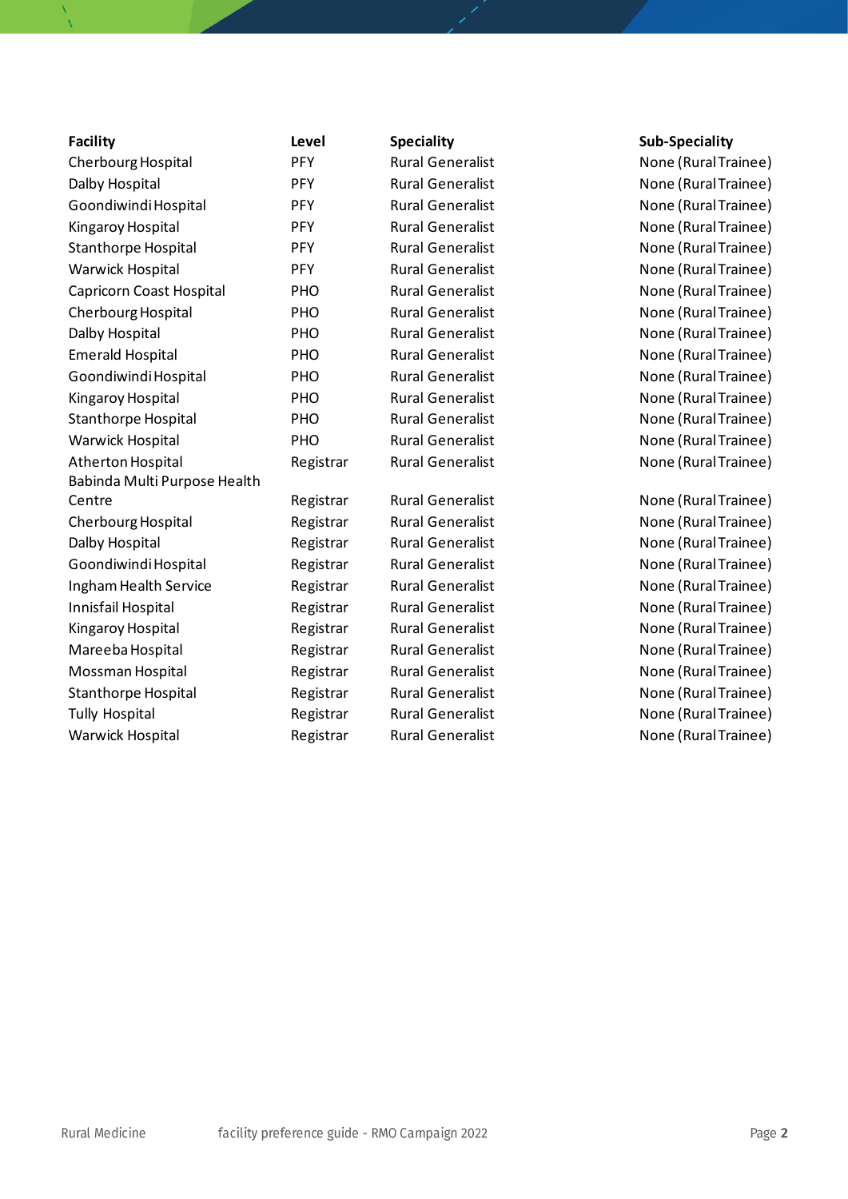| Facility | Level | Speciality | Sub-Speciality |
| --- | --- | --- | --- |
| Cherbourg Hospital | PFY | Rural Generalist | None (Rural Trainee) |
| Dalby Hospital | PFY | Rural Generalist | None (Rural Trainee) |
| Goondiwindi Hospital | PFY | Rural Generalist | None (Rural Trainee) |
| Kingaroy Hospital | PFY | Rural Generalist | None (Rural Trainee) |
| Stanthorpe Hospital | PFY | Rural Generalist | None (Rural Trainee) |
| Warwick Hospital | PFY | Rural Generalist | None (Rural Trainee) |
| Capricorn Coast Hospital | PHO | Rural Generalist | None (Rural Trainee) |
| Cherbourg Hospital | PHO | Rural Generalist | None (Rural Trainee) |
| Dalby Hospital | PHO | Rural Generalist | None (Rural Trainee) |
| Emerald Hospital | PHO | Rural Generalist | None (Rural Trainee) |
| Goondiwindi Hospital | PHO | Rural Generalist | None (Rural Trainee) |
| Kingaroy Hospital | PHO | Rural Generalist | None (Rural Trainee) |
| Stanthorpe Hospital | PHO | Rural Generalist | None (Rural Trainee) |
| Warwick Hospital | PHO | Rural Generalist | None (Rural Trainee) |
| Atherton Hospital | Registrar | Rural Generalist | None (Rural Trainee) |
| Babinda Multi Purpose Health Centre | Registrar | Rural Generalist | None (Rural Trainee) |
| Cherbourg Hospital | Registrar | Rural Generalist | None (Rural Trainee) |
| Dalby Hospital | Registrar | Rural Generalist | None (Rural Trainee) |
| Goondiwindi Hospital | Registrar | Rural Generalist | None (Rural Trainee) |
| Ingham Health Service | Registrar | Rural Generalist | None (Rural Trainee) |
| Innisfail Hospital | Registrar | Rural Generalist | None (Rural Trainee) |
| Kingaroy Hospital | Registrar | Rural Generalist | None (Rural Trainee) |
| Mareeba Hospital | Registrar | Rural Generalist | None (Rural Trainee) |
| Mossman Hospital | Registrar | Rural Generalist | None (Rural Trainee) |
| Stanthorpe Hospital | Registrar | Rural Generalist | None (Rural Trainee) |
| Tully Hospital | Registrar | Rural Generalist | None (Rural Trainee) |
| Warwick Hospital | Registrar | Rural Generalist | None (Rural Trainee) |